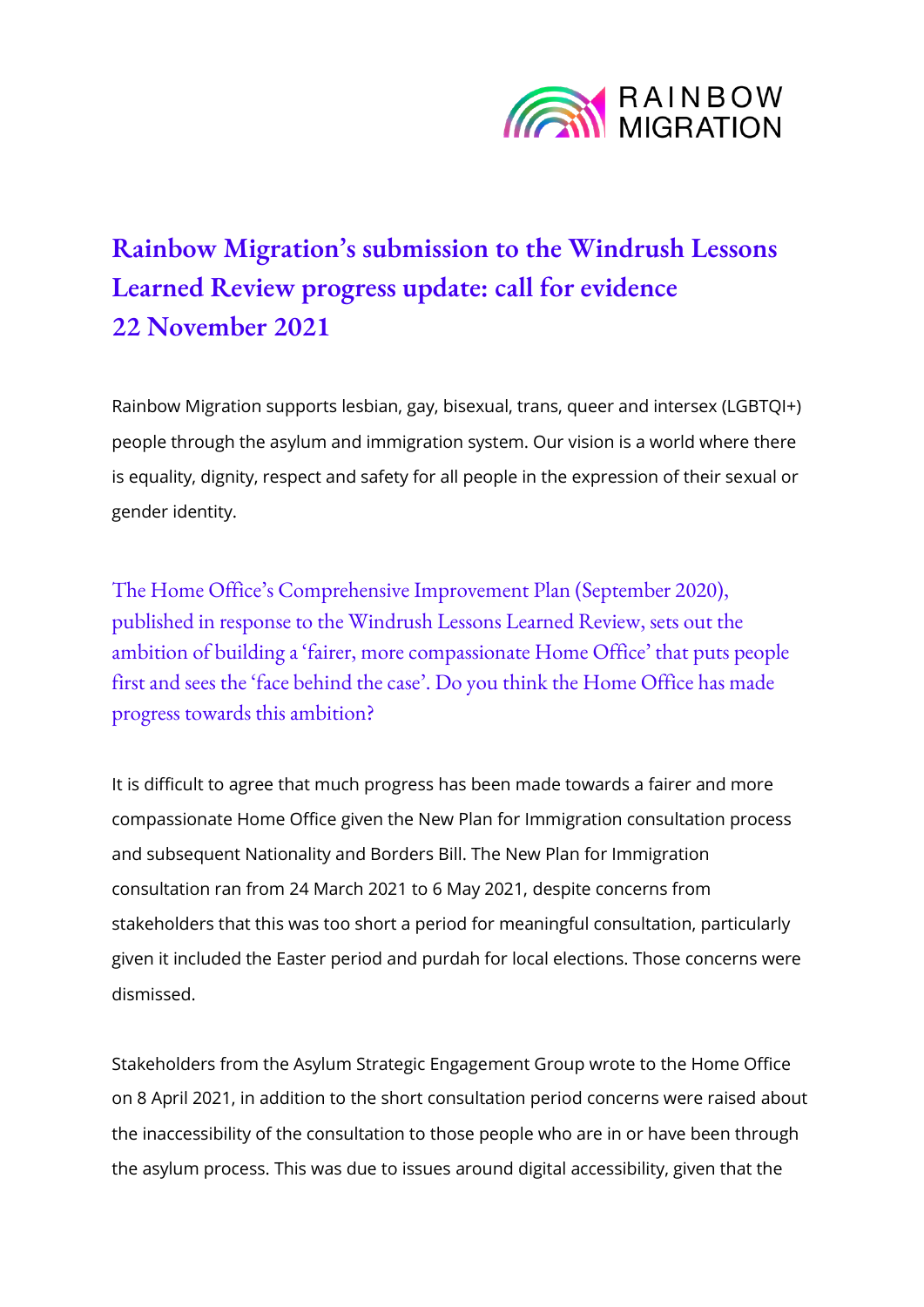# Rainbow Migration's submission to the Windrush Lessons Learned Review progress update: call for evidence 22 November 2021

Rainbow Migration supports lesbian, gay, bisexual, trans, queer and intersex (LGBTQI+) people through the asylum and immigration system. Our vision is a world where there is equality, dignity, respect and safety for all people in the expression of their sexual or gender identity.

## The Home Office's Comprehensive Improvement Plan (September 2020), published in response to the Windrush Lessons Learned Review, sets out the ambition of building a 'fairer, more compassionate Home Office' that puts people first and sees the 'face behind the case'. Do you think the Home Office has made progress towards this ambition?

It is difficult to agree that much progress has been made towards a fairer and more compassionate Home Office given the New Plan for Immigration consultation process and subsequent Nationality and Borders Bill. The New Plan for Immigration consultation ran from 24 March 2021 to 6 May 2021, despite concerns from stakeholders that this was too short a period for meaningful consultation, particularly given it included the Easter period and purdah for local elections. Those concerns were dismissed.

Stakeholders from the Asylum Strategic Engagement Group wrote to the Home Office on 8 April 2021, in addition to the short consultation period concerns were raised about the inaccessibility of the consultation to those people who are in or have been through the asylum process. This was due to issues around digital accessibility, given that the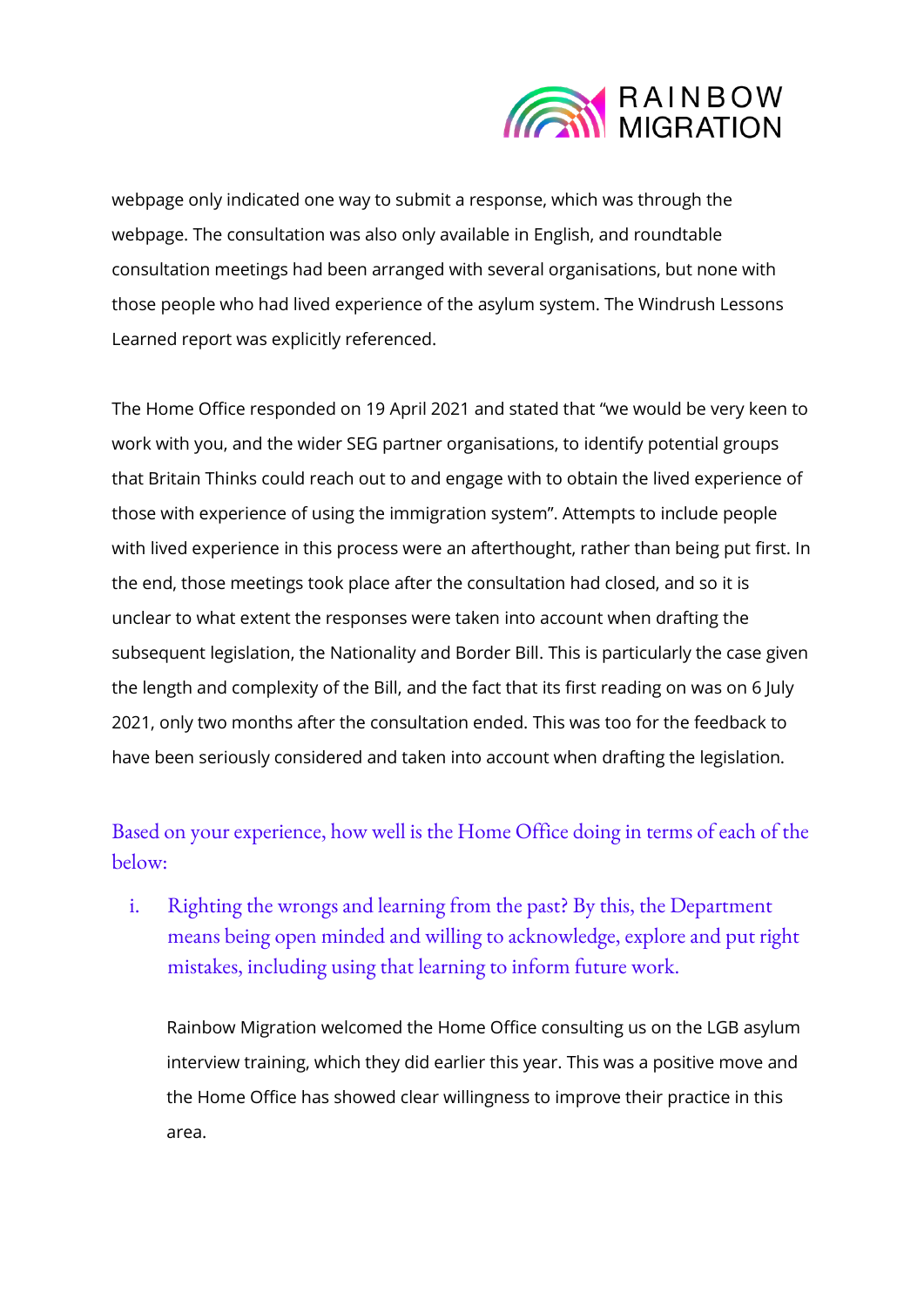webpage only indicated one way to submit a response, which was through the webpage. The consultation was also only available in English, and roundtable consultation meetings had been arranged with several organisations, but none with those people who had lived experience of the asylum system. The Windrush Lessons Learned report was explicitly referenced.

The Home Office responded on 19 April 2021 and stated that "we would be very keen to work with you, and the wider SEG partner organisations, to identify potential groups that Britain Thinks could reach out to and engage with to obtain the lived experience of those with experience of using the immigration system". Attempts to include people with lived experience in this process were an afterthought, rather than being put first. In the end, those meetings took place after the consultation had closed, and so it is unclear to what extent the responses were taken into account when drafting the subsequent legislation, the Nationality and Border Bill. This is particularly the case given the length and complexity of the Bill, and the fact that its first reading on was on 6 July 2021, only two months after the consultation ended. This was too for the feedback to have been seriously considered and taken into account when drafting the legislation.

### Based on your experience, how well is the Home Office doing in terms of each of the below:

i. Righting the wrongs and learning from the past? By this, the Department means being open minded and willing to acknowledge, explore and put right mistakes, including using that learning to inform future work.

   Rainbow Migration welcomed the Home Office consulting us on the LGB asylum interview training, which they did earlier this year. This was a positive move and the Home Office has showed clear willingness to improve their practice in this area.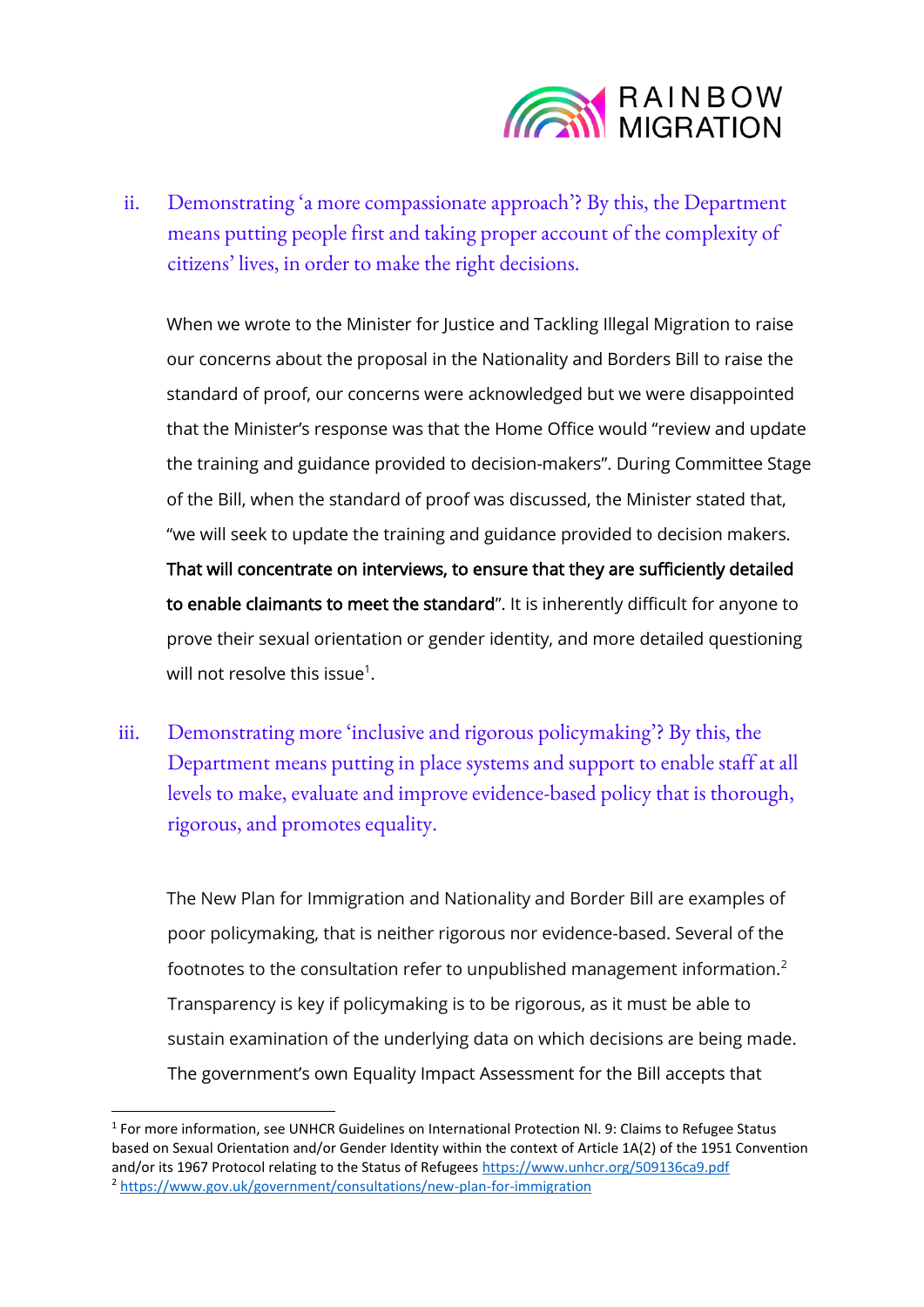ii. Demonstrating 'a more compassionate approach'? By this, the Department means putting people first and taking proper account of the complexity of citizens' lives, in order to make the right decisions.

When we wrote to the Minister for Justice and Tackling Illegal Migration to raise our concerns about the proposal in the Nationality and Borders Bill to raise the standard of proof, our concerns were acknowledged but we were disappointed that the Minister's response was that the Home Office would "review and update the training and guidance provided to decision-makers". During Committee Stage of the Bill, when the standard of proof was discussed, the Minister stated that, "we will seek to update the training and guidance provided to decision makers. **That will concentrate on interviews, to ensure that they are sufficiently detailed to enable claimants to meet the standard**". It is inherently difficult for anyone to prove their sexual orientation or gender identity, and more detailed questioning will not resolve this issue[1].

iii. Demonstrating more 'inclusive and rigorous policymaking'? By this, the Department means putting in place systems and support to enable staff at all levels to make, evaluate and improve evidence-based policy that is thorough, rigorous, and promotes equality.

The New Plan for Immigration and Nationality and Border Bill are examples of poor policymaking, that is neither rigorous nor evidence-based. Several of the footnotes to the consultation refer to unpublished management information.[2] Transparency is key if policymaking is to be rigorous, as it must be able to sustain examination of the underlying data on which decisions are being made. The government's own Equality Impact Assessment for the Bill accepts that

---

[1] For more information, see UNHCR Guidelines on International Protection Nl. 9: Claims to Refugee Status based on Sexual Orientation and/or Gender Identity within the context of Article 1A(2) of the 1951 Convention and/or its 1967 Protocol relating to the Status of Refugees https://www.unhcr.org/509136ca9.pdf

[2] https://www.gov.uk/government/consultations/new-plan-for-immigration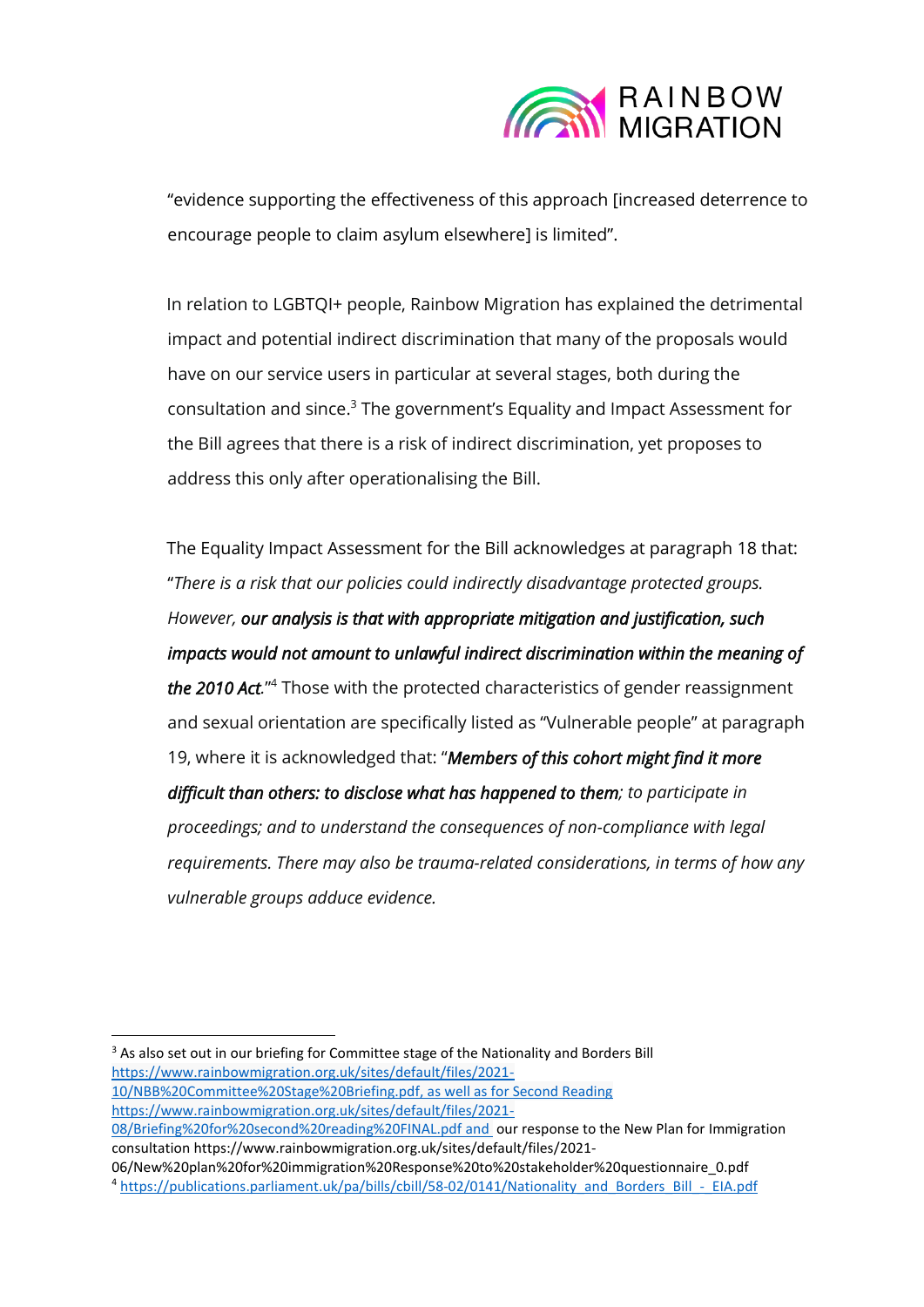"evidence supporting the effectiveness of this approach [increased deterrence to encourage people to claim asylum elsewhere] is limited".

In relation to LGBTQI+ people, Rainbow Migration has explained the detrimental impact and potential indirect discrimination that many of the proposals would have on our service users in particular at several stages, both during the consultation and since.[3] The government's Equality and Impact Assessment for the Bill agrees that there is a risk of indirect discrimination, yet proposes to address this only after operationalising the Bill.

The Equality Impact Assessment for the Bill acknowledges at paragraph 18 that: "*There is a risk that our policies could indirectly disadvantage protected groups. However, **our analysis is that with appropriate mitigation and justification, such impacts would not amount to unlawful indirect discrimination within the meaning of the 2010 Act**.*"[4] Those with the protected characteristics of gender reassignment and sexual orientation are specifically listed as "Vulnerable people" at paragraph 19, where it is acknowledged that: "***Members of this cohort might find it more difficult than others: to disclose what has happened to them**; to participate in proceedings; and to understand the consequences of non-compliance with legal requirements. There may also be trauma-related considerations, in terms of how any vulnerable groups adduce evidence.*

---

[3] As also set out in our briefing for Committee stage of the Nationality and Borders Bill https://www.rainbowmigration.org.uk/sites/default/files/2021-10/NBB%20Committee%20Stage%20Briefing.pdf, as well as for Second Reading https://www.rainbowmigration.org.uk/sites/default/files/2021-08/Briefing%20for%20second%20reading%20FINAL.pdf and our response to the New Plan for Immigration consultation https://www.rainbowmigration.org.uk/sites/default/files/2021-06/New%20plan%20for%20immigration%20Response%20to%20stakeholder%20questionnaire_0.pdf

[4] https://publications.parliament.uk/pa/bills/cbill/58-02/0141/Nationality_and_Borders_Bill_-_EIA.pdf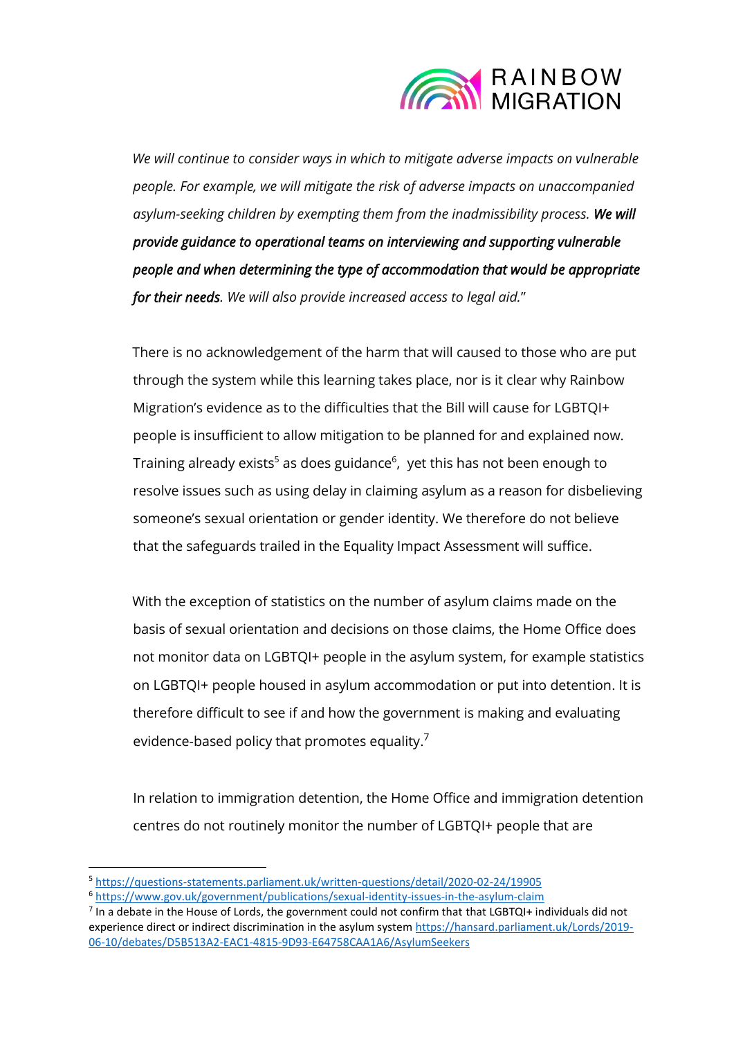*We will continue to consider ways in which to mitigate adverse impacts on vulnerable people. For example, we will mitigate the risk of adverse impacts on unaccompanied asylum-seeking children by exempting them from the inadmissibility process.* ***We will provide guidance to operational teams on interviewing and supporting vulnerable people and when determining the type of accommodation that would be appropriate for their needs****. We will also provide increased access to legal aid.*"

There is no acknowledgement of the harm that will caused to those who are put through the system while this learning takes place, nor is it clear why Rainbow Migration's evidence as to the difficulties that the Bill will cause for LGBTQI+ people is insufficient to allow mitigation to be planned for and explained now. Training already exists[5] as does guidance[6], yet this has not been enough to resolve issues such as using delay in claiming asylum as a reason for disbelieving someone's sexual orientation or gender identity. We therefore do not believe that the safeguards trailed in the Equality Impact Assessment will suffice.

With the exception of statistics on the number of asylum claims made on the basis of sexual orientation and decisions on those claims, the Home Office does not monitor data on LGBTQI+ people in the asylum system, for example statistics on LGBTQI+ people housed in asylum accommodation or put into detention. It is therefore difficult to see if and how the government is making and evaluating evidence-based policy that promotes equality.[7]

In relation to immigration detention, the Home Office and immigration detention centres do not routinely monitor the number of LGBTQI+ people that are

---

[5] https://questions-statements.parliament.uk/written-questions/detail/2020-02-24/19905

[6] https://www.gov.uk/government/publications/sexual-identity-issues-in-the-asylum-claim

[7] In a debate in the House of Lords, the government could not confirm that that LGBTQI+ individuals did not experience direct or indirect discrimination in the asylum system https://hansard.parliament.uk/Lords/2019-06-10/debates/D5B513A2-EAC1-4815-9D93-E64758CAA1A6/AsylumSeekers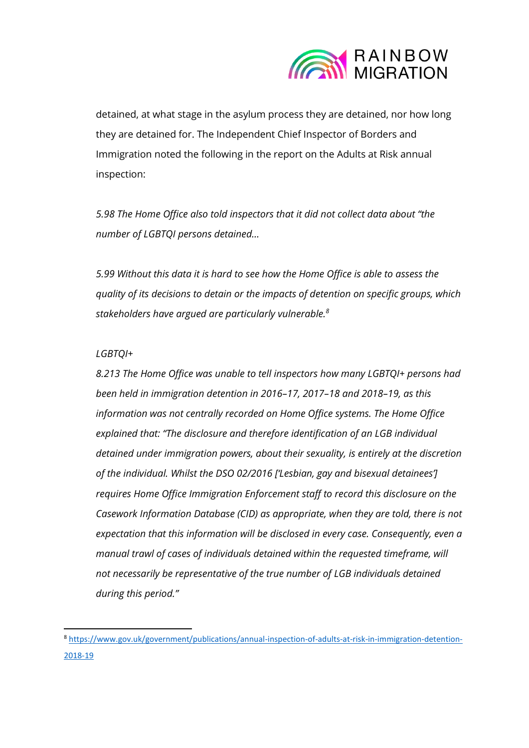detained, at what stage in the asylum process they are detained, nor how long they are detained for. The Independent Chief Inspector of Borders and Immigration noted the following in the report on the Adults at Risk annual inspection:

*5.98 The Home Office also told inspectors that it did not collect data about "the number of LGBTQI persons detained...*

*5.99 Without this data it is hard to see how the Home Office is able to assess the quality of its decisions to detain or the impacts of detention on specific groups, which stakeholders have argued are particularly vulnerable.*[8]

*LGBTQI+*

*8.213 The Home Office was unable to tell inspectors how many LGBTQI+ persons had been held in immigration detention in 2016–17, 2017–18 and 2018–19, as this information was not centrally recorded on Home Office systems. The Home Office explained that: "The disclosure and therefore identification of an LGB individual detained under immigration powers, about their sexuality, is entirely at the discretion of the individual. Whilst the DSO 02/2016 ['Lesbian, gay and bisexual detainees'] requires Home Office Immigration Enforcement staff to record this disclosure on the Casework Information Database (CID) as appropriate, when they are told, there is not expectation that this information will be disclosed in every case. Consequently, even a manual trawl of cases of individuals detained within the requested timeframe, will not necessarily be representative of the true number of LGB individuals detained during this period."*

---

[8] https://www.gov.uk/government/publications/annual-inspection-of-adults-at-risk-in-immigration-detention-2018-19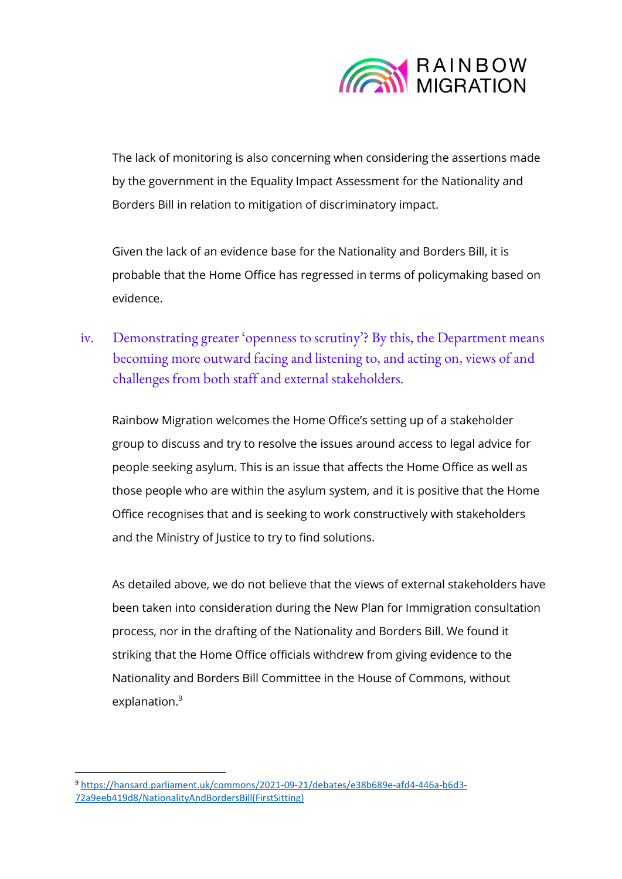The lack of monitoring is also concerning when considering the assertions made by the government in the Equality Impact Assessment for the Nationality and Borders Bill in relation to mitigation of discriminatory impact.

Given the lack of an evidence base for the Nationality and Borders Bill, it is probable that the Home Office has regressed in terms of policymaking based on evidence.

iv. Demonstrating greater 'openness to scrutiny'? By this, the Department means becoming more outward facing and listening to, and acting on, views of and challenges from both staff and external stakeholders.

Rainbow Migration welcomes the Home Office's setting up of a stakeholder group to discuss and try to resolve the issues around access to legal advice for people seeking asylum. This is an issue that affects the Home Office as well as those people who are within the asylum system, and it is positive that the Home Office recognises that and is seeking to work constructively with stakeholders and the Ministry of Justice to try to find solutions.

As detailed above, we do not believe that the views of external stakeholders have been taken into consideration during the New Plan for Immigration consultation process, nor in the drafting of the Nationality and Borders Bill. We found it striking that the Home Office officials withdrew from giving evidence to the Nationality and Borders Bill Committee in the House of Commons, without explanation.[9]

---

[9] https://hansard.parliament.uk/commons/2021-09-21/debates/e38b689e-afd4-446a-b6d3-72a9eeb419d8/NationalityAndBordersBill(FirstSitting)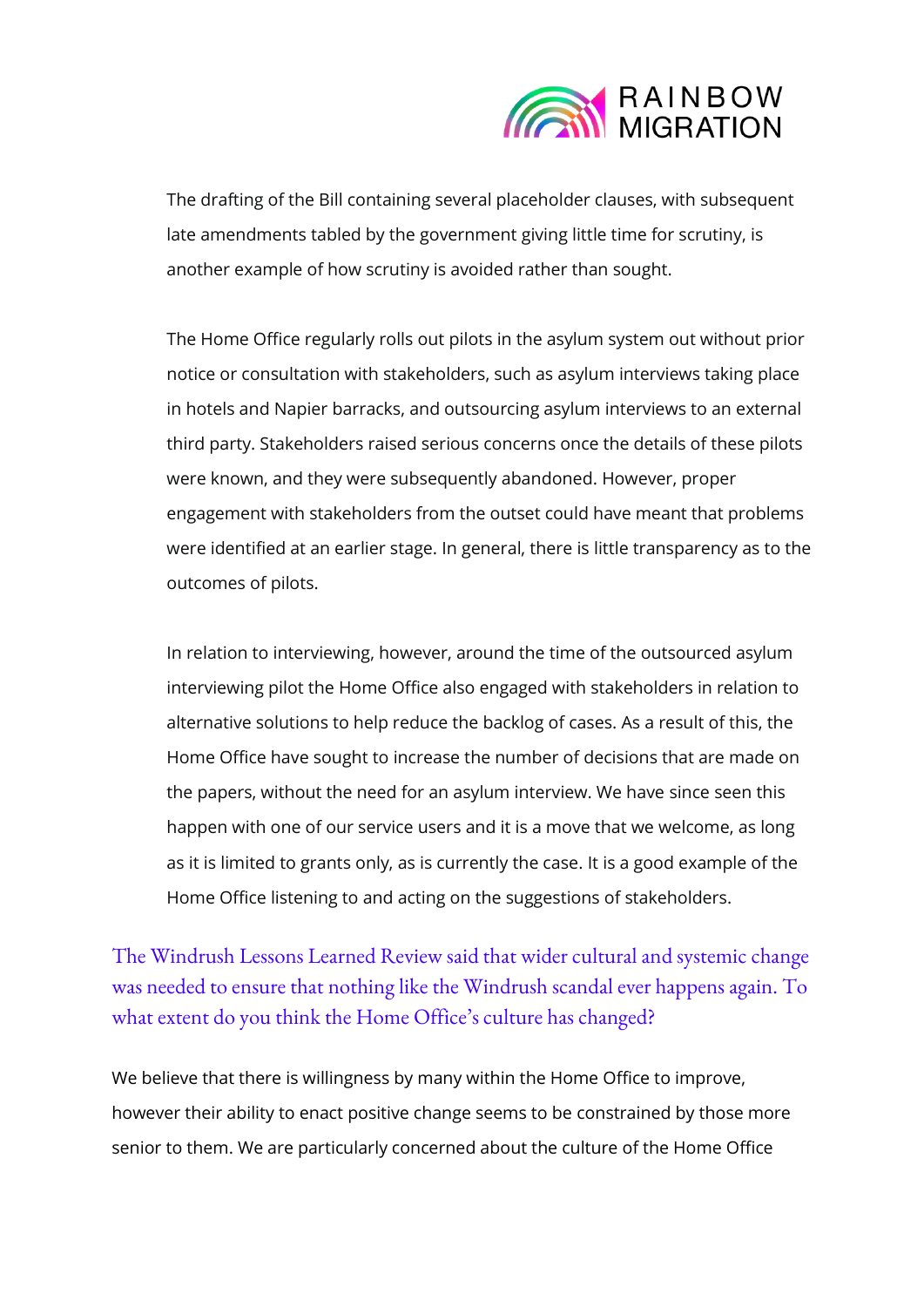The drafting of the Bill containing several placeholder clauses, with subsequent late amendments tabled by the government giving little time for scrutiny, is another example of how scrutiny is avoided rather than sought.

The Home Office regularly rolls out pilots in the asylum system out without prior notice or consultation with stakeholders, such as asylum interviews taking place in hotels and Napier barracks, and outsourcing asylum interviews to an external third party. Stakeholders raised serious concerns once the details of these pilots were known, and they were subsequently abandoned. However, proper engagement with stakeholders from the outset could have meant that problems were identified at an earlier stage. In general, there is little transparency as to the outcomes of pilots.

In relation to interviewing, however, around the time of the outsourced asylum interviewing pilot the Home Office also engaged with stakeholders in relation to alternative solutions to help reduce the backlog of cases. As a result of this, the Home Office have sought to increase the number of decisions that are made on the papers, without the need for an asylum interview. We have since seen this happen with one of our service users and it is a move that we welcome, as long as it is limited to grants only, as is currently the case. It is a good example of the Home Office listening to and acting on the suggestions of stakeholders.

## The Windrush Lessons Learned Review said that wider cultural and systemic change was needed to ensure that nothing like the Windrush scandal ever happens again. To what extent do you think the Home Office's culture has changed?

We believe that there is willingness by many within the Home Office to improve, however their ability to enact positive change seems to be constrained by those more senior to them. We are particularly concerned about the culture of the Home Office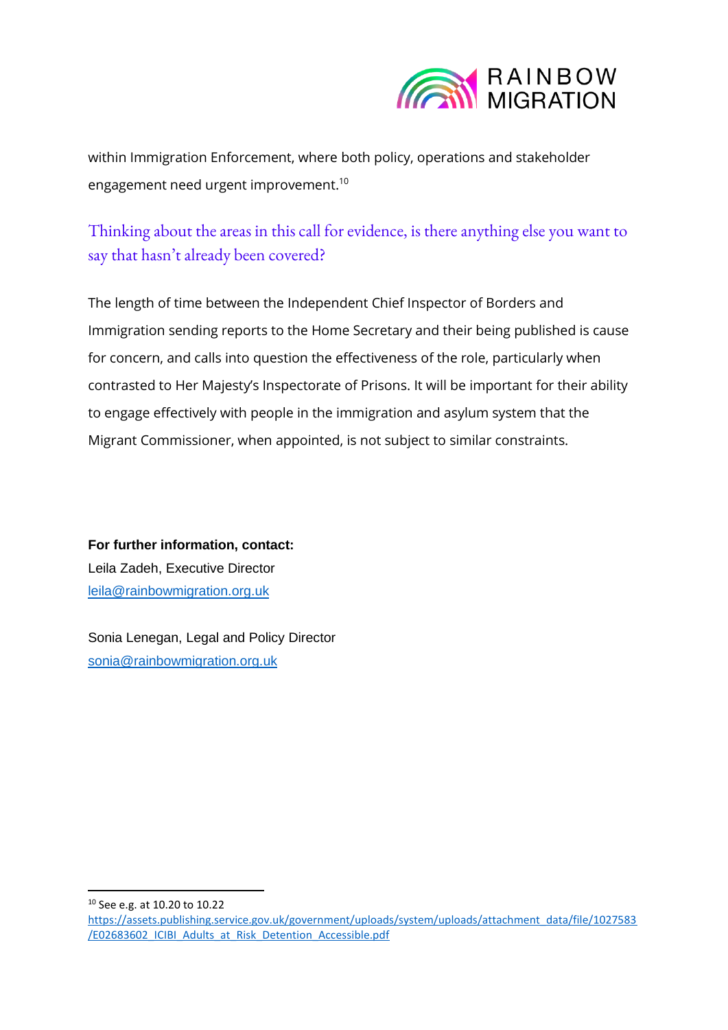within Immigration Enforcement, where both policy, operations and stakeholder engagement need urgent improvement.[10]

## Thinking about the areas in this call for evidence, is there anything else you want to say that hasn't already been covered?

The length of time between the Independent Chief Inspector of Borders and Immigration sending reports to the Home Secretary and their being published is cause for concern, and calls into question the effectiveness of the role, particularly when contrasted to Her Majesty's Inspectorate of Prisons. It will be important for their ability to engage effectively with people in the immigration and asylum system that the Migrant Commissioner, when appointed, is not subject to similar constraints.

**For further information, contact:**
Leila Zadeh, Executive Director
leila@rainbowmigration.org.uk

Sonia Lenegan, Legal and Policy Director
sonia@rainbowmigration.org.uk

---

[10] See e.g. at 10.20 to 10.22 https://assets.publishing.service.gov.uk/government/uploads/system/uploads/attachment_data/file/1027583/E02683602_ICIBI_Adults_at_Risk_Detention_Accessible.pdf